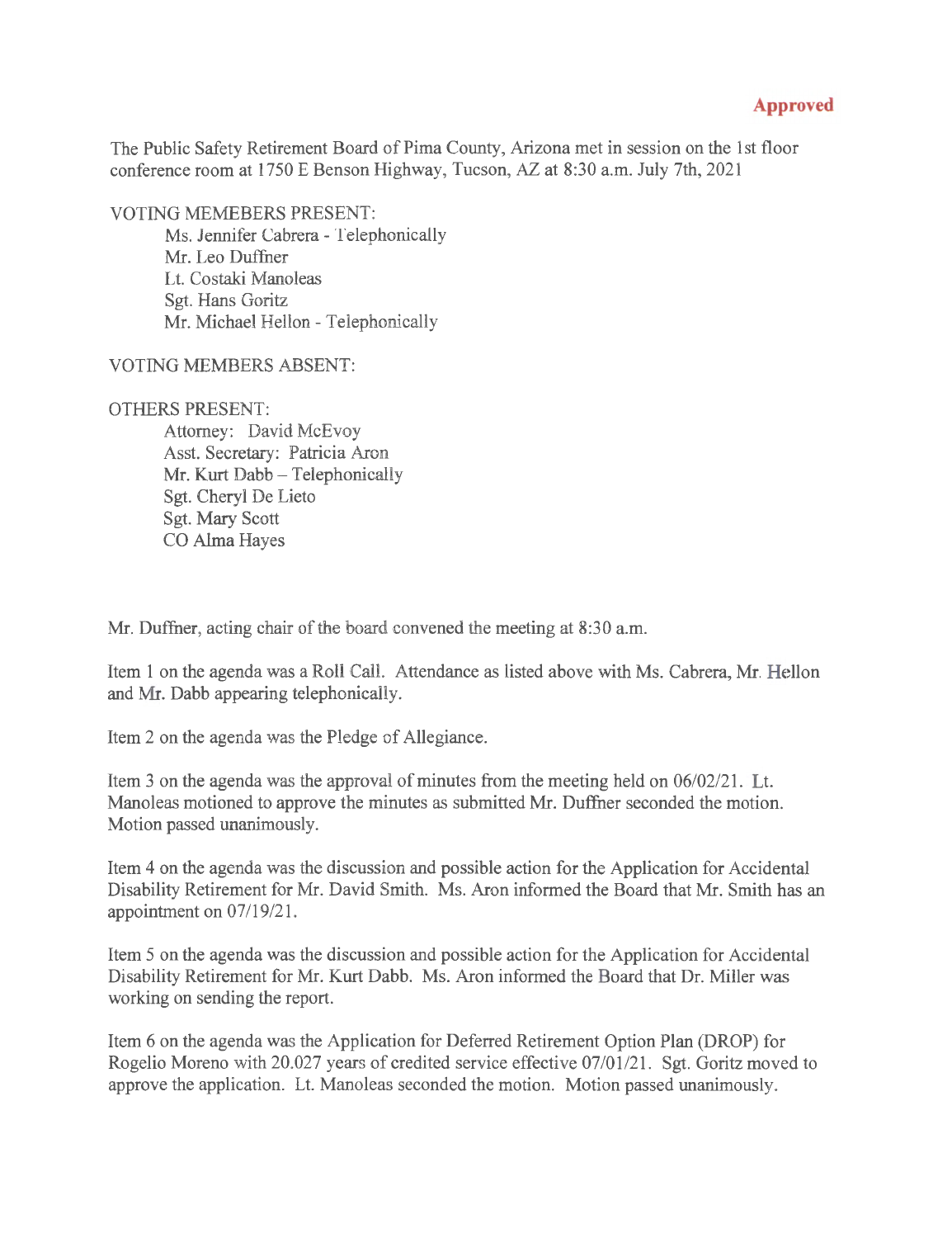**Approved**

The Public Safety Retirement Board of Pima County, Arizona met in session on the 1st floor conference room at 1750 E Benson Highway, Tucson, AZ at 8:30 a.m. July 7th, 2021

VOTING MEMEBERS PRESENT:

- Ms. Jennifer Cabrera - Telephonically
- Mr. Leo Duffner
- Lt. Costaki Manoleas
- Sgt. Hans Goritz
- Mr. Michael Hellon - Telephonically

VOTING MEMBERS ABSENT:

OTHERS PRESENT:

- Attorney: David McEvoy
- Asst. Secretary: Patricia Aron
- Mr. Kurt Dabb – Telephonically
- Sgt. Cheryl De Lieto
- Sgt. Mary Scott
- CO Alma Hayes

Mr. Duffner, acting chair of the board convened the meeting at 8:30 a.m.

Item 1 on the agenda was a Roll Call. Attendance as listed above with Ms. Cabrera, Mr. Hellon and Mr. Dabb appearing telephonically.

Item 2 on the agenda was the Pledge of Allegiance.

Item 3 on the agenda was the approval of minutes from the meeting held on 06/02/21. Lt. Manoleas motioned to approve the minutes as submitted Mr. Duffner seconded the motion. Motion passed unanimously.

Item 4 on the agenda was the discussion and possible action for the Application for Accidental Disability Retirement for Mr. David Smith. Ms. Aron informed the Board that Mr. Smith has an appointment on 07/19/21.

Item 5 on the agenda was the discussion and possible action for the Application for Accidental Disability Retirement for Mr. Kurt Dabb. Ms. Aron informed the Board that Dr. Miller was working on sending the report.

Item 6 on the agenda was the Application for Deferred Retirement Option Plan (DROP) for Rogelio Moreno with 20.027 years of credited service effective 07/01/21. Sgt. Goritz moved to approve the application. Lt. Manoleas seconded the motion. Motion passed unanimously.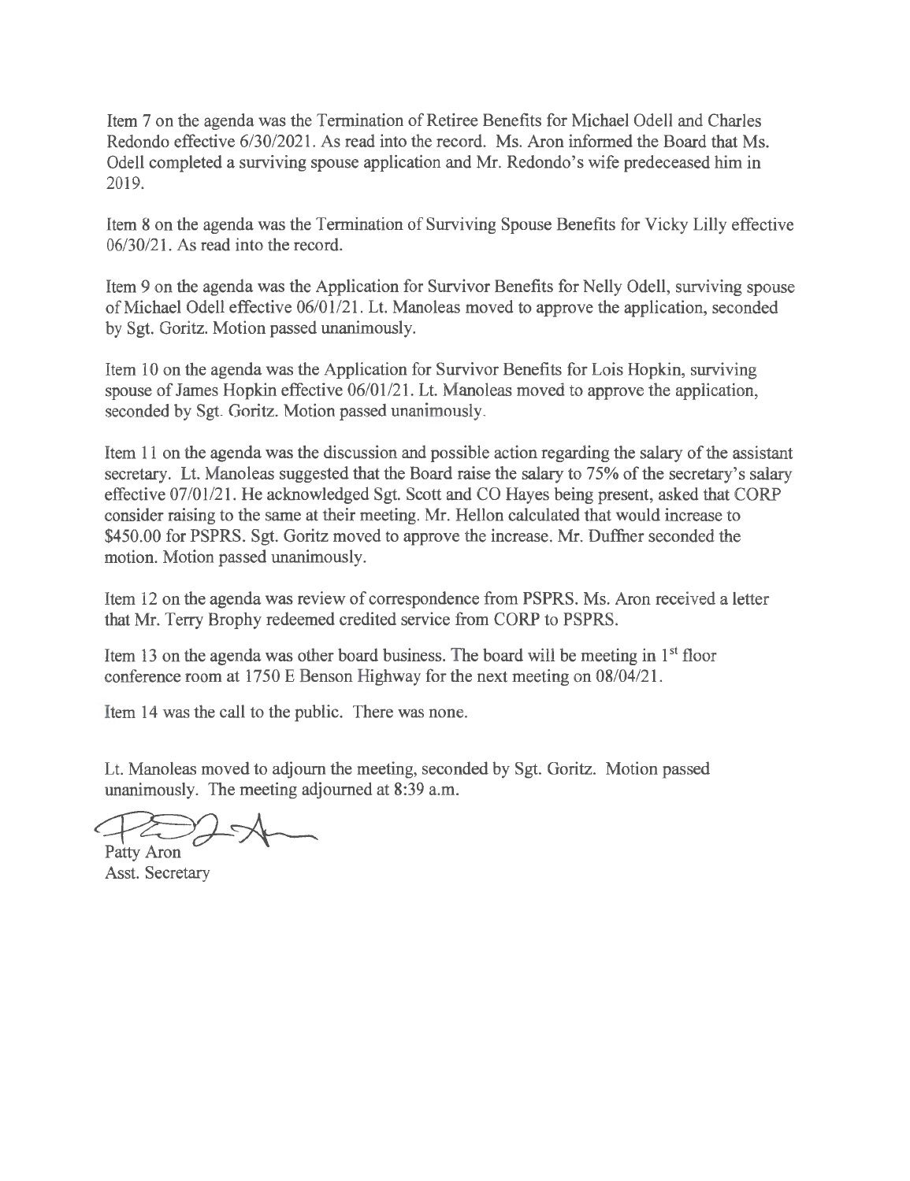Item 7 on the agenda was the Termination of Retiree Benefits for Michael Odell and Charles Redondo effective 6/30/2021. As read into the record. Ms. Aron informed the Board that Ms. Odell completed a surviving spouse application and Mr. Redondo's wife predeceased him in 2019.

Item 8 on the agenda was the Termination of Surviving Spouse Benefits for Vicky Lilly effective 06/30/21. As read into the record.

Item 9 on the agenda was the Application for Survivor Benefits for Nelly Odell, surviving spouse of Michael Odell effective 06/01/21. Lt. Manoleas moved to approve the application, seconded by Sgt. Goritz. Motion passed unanimously.

Item 10 on the agenda was the Application for Survivor Benefits for Lois Hopkin, surviving spouse of James Hopkin effective 06/01/21. Lt. Manoleas moved to approve the application, seconded by Sgt. Goritz. Motion passed unanimously.

Item 11 on the agenda was the discussion and possible action regarding the salary of the assistant secretary. Lt. Manoleas suggested that the Board raise the salary to 75% of the secretary's salary effective 07/01/21. He acknowledged Sgt. Scott and CO Hayes being present, asked that CORP consider raising to the same at their meeting. Mr. Hellon calculated that would increase to $450.00 for PSPRS. Sgt. Goritz moved to approve the increase. Mr. Duffner seconded the motion. Motion passed unanimously.

Item 12 on the agenda was review of correspondence from PSPRS. Ms. Aron received a letter that Mr. Terry Brophy redeemed credited service from CORP to PSPRS.

Item 13 on the agenda was other board business. The board will be meeting in 1st floor conference room at 1750 E Benson Highway for the next meeting on 08/04/21.

Item 14 was the call to the public. There was none.

Lt. Manoleas moved to adjourn the meeting, seconded by Sgt. Goritz. Motion passed unanimously. The meeting adjourned at 8:39 a.m.

Patty Aron
Asst. Secretary